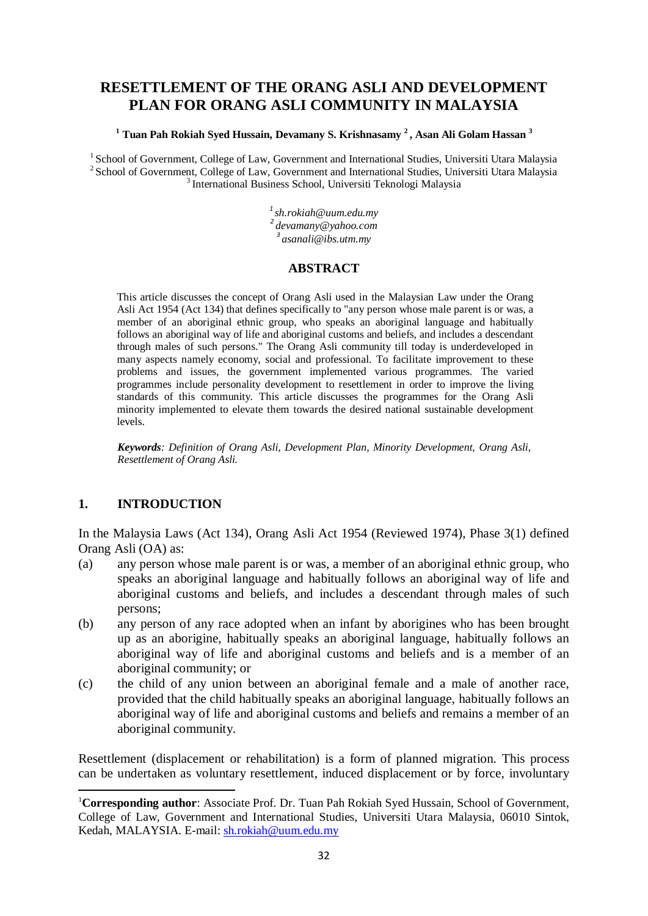# RESETTLEMENT OF THE ORANG ASLI AND DEVELOPMENT PLAN FOR ORANG ASLI COMMUNITY IN MALAYSIA

**[1] Tuan Pah Rokiah Syed Hussain, Devamany S. Krishnasamy [2], Asan Ali Golam Hassan [3]**

[1] School of Government, College of Law, Government and International Studies, Universiti Utara Malaysia
[2] School of Government, College of Law, Government and International Studies, Universiti Utara Malaysia
[3] International Business School, Universiti Teknologi Malaysia

*[1] sh.rokiah@uum.edu.my*
*[2] devamany@yahoo.com*
*[3] asanali@ibs.utm.my*

## ABSTRACT

This article discusses the concept of Orang Asli used in the Malaysian Law under the Orang Asli Act 1954 (Act 134) that defines specifically to "any person whose male parent is or was, a member of an aboriginal ethnic group, who speaks an aboriginal language and habitually follows an aboriginal way of life and aboriginal customs and beliefs, and includes a descendant through males of such persons." The Orang Asli community till today is underdeveloped in many aspects namely economy, social and professional. To facilitate improvement to these problems and issues, the government implemented various programmes. The varied programmes include personality development to resettlement in order to improve the living standards of this community. This article discusses the programmes for the Orang Asli minority implemented to elevate them towards the desired national sustainable development levels.

***Keywords**: Definition of Orang Asli, Development Plan, Minority Development, Orang Asli, Resettlement of Orang Asli.*

## 1. INTRODUCTION

In the Malaysia Laws (Act 134), Orang Asli Act 1954 (Reviewed 1974), Phase 3(1) defined Orang Asli (OA) as:

(a) any person whose male parent is or was, a member of an aboriginal ethnic group, who speaks an aboriginal language and habitually follows an aboriginal way of life and aboriginal customs and beliefs, and includes a descendant through males of such persons;

(b) any person of any race adopted when an infant by aborigines who has been brought up as an aborigine, habitually speaks an aboriginal language, habitually follows an aboriginal way of life and aboriginal customs and beliefs and is a member of an aboriginal community; or

(c) the child of any union between an aboriginal female and a male of another race, provided that the child habitually speaks an aboriginal language, habitually follows an aboriginal way of life and aboriginal customs and beliefs and remains a member of an aboriginal community.

Resettlement (displacement or rehabilitation) is a form of planned migration. This process can be undertaken as voluntary resettlement, induced displacement or by force, involuntary

[1]**Corresponding author**: Associate Prof. Dr. Tuan Pah Rokiah Syed Hussain, School of Government, College of Law, Government and International Studies, Universiti Utara Malaysia, 06010 Sintok, Kedah, MALAYSIA. E-mail: sh.rokiah@uum.edu.my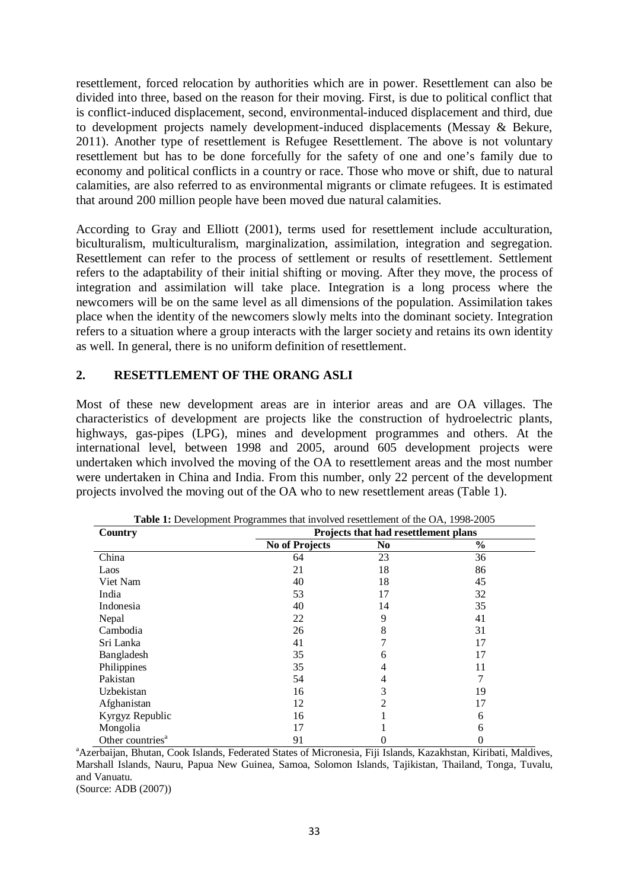resettlement, forced relocation by authorities which are in power. Resettlement can also be divided into three, based on the reason for their moving. First, is due to political conflict that is conflict-induced displacement, second, environmental-induced displacement and third, due to development projects namely development-induced displacements (Messay & Bekure, 2011). Another type of resettlement is Refugee Resettlement. The above is not voluntary resettlement but has to be done forcefully for the safety of one and one's family due to economy and political conflicts in a country or race. Those who move or shift, due to natural calamities, are also referred to as environmental migrants or climate refugees. It is estimated that around 200 million people have been moved due natural calamities.

According to Gray and Elliott (2001), terms used for resettlement include acculturation, biculturalism, multiculturalism, marginalization, assimilation, integration and segregation. Resettlement can refer to the process of settlement or results of resettlement. Settlement refers to the adaptability of their initial shifting or moving. After they move, the process of integration and assimilation will take place. Integration is a long process where the newcomers will be on the same level as all dimensions of the population. Assimilation takes place when the identity of the newcomers slowly melts into the dominant society. Integration refers to a situation where a group interacts with the larger society and retains its own identity as well. In general, there is no uniform definition of resettlement.

## 2. RESETTLEMENT OF THE ORANG ASLI

Most of these new development areas are in interior areas and are OA villages. The characteristics of development are projects like the construction of hydroelectric plants, highways, gas-pipes (LPG), mines and development programmes and others. At the international level, between 1998 and 2005, around 605 development projects were undertaken which involved the moving of the OA to resettlement areas and the most number were undertaken in China and India. From this number, only 22 percent of the development projects involved the moving out of the OA who to new resettlement areas (Table 1).

**Table 1:** Development Programmes that involved resettlement of the OA, 1998-2005

| Country | Projects that had resettlement plans | | |
|---|---|---|---|
| | **No of Projects** | **No** | **%** |
| China | 64 | 23 | 36 |
| Laos | 21 | 18 | 86 |
| Viet Nam | 40 | 18 | 45 |
| India | 53 | 17 | 32 |
| Indonesia | 40 | 14 | 35 |
| Nepal | 22 | 9 | 41 |
| Cambodia | 26 | 8 | 31 |
| Sri Lanka | 41 | 7 | 17 |
| Bangladesh | 35 | 6 | 17 |
| Philippines | 35 | 4 | 11 |
| Pakistan | 54 | 4 | 7 |
| Uzbekistan | 16 | 3 | 19 |
| Afghanistan | 12 | 2 | 17 |
| Kyrgyz Republic | 16 | 1 | 6 |
| Mongolia | 17 | 1 | 6 |
| Other countries[a] | 91 | 0 | 0 |

[a]Azerbaijan, Bhutan, Cook Islands, Federated States of Micronesia, Fiji Islands, Kazakhstan, Kiribati, Maldives, Marshall Islands, Nauru, Papua New Guinea, Samoa, Solomon Islands, Tajikistan, Thailand, Tonga, Tuvalu, and Vanuatu.

(Source: ADB (2007))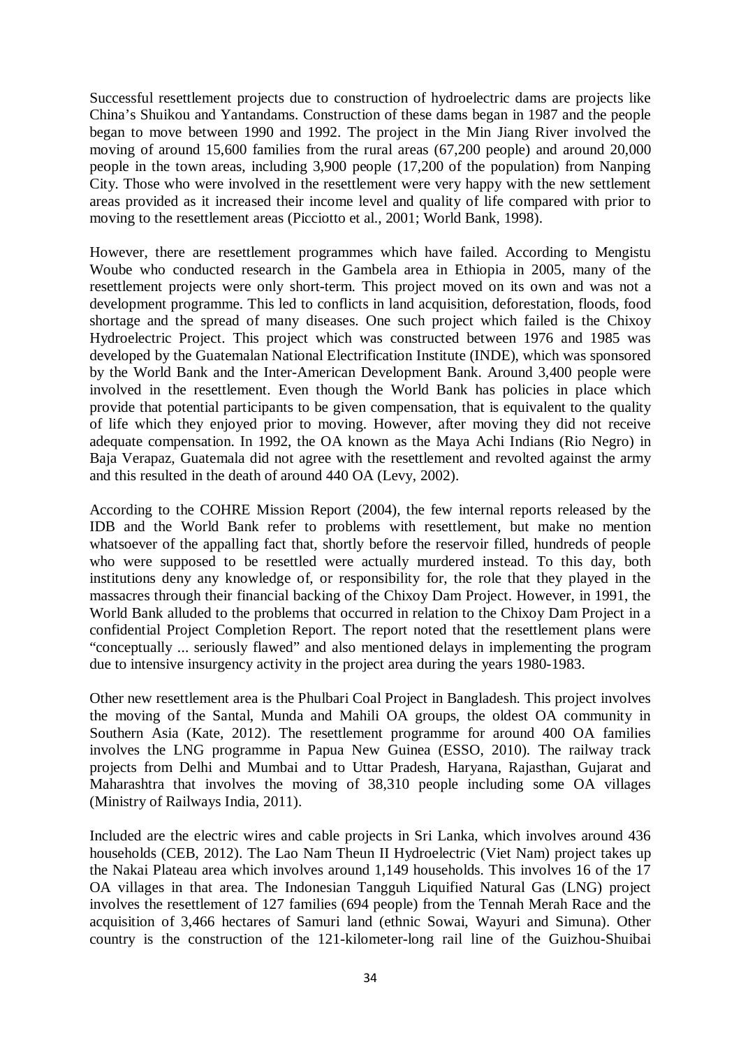Successful resettlement projects due to construction of hydroelectric dams are projects like China's Shuikou and Yantandams. Construction of these dams began in 1987 and the people began to move between 1990 and 1992. The project in the Min Jiang River involved the moving of around 15,600 families from the rural areas (67,200 people) and around 20,000 people in the town areas, including 3,900 people (17,200 of the population) from Nanping City. Those who were involved in the resettlement were very happy with the new settlement areas provided as it increased their income level and quality of life compared with prior to moving to the resettlement areas (Picciotto et al., 2001; World Bank, 1998).

However, there are resettlement programmes which have failed. According to Mengistu Woube who conducted research in the Gambela area in Ethiopia in 2005, many of the resettlement projects were only short-term. This project moved on its own and was not a development programme. This led to conflicts in land acquisition, deforestation, floods, food shortage and the spread of many diseases. One such project which failed is the Chixoy Hydroelectric Project. This project which was constructed between 1976 and 1985 was developed by the Guatemalan National Electrification Institute (INDE), which was sponsored by the World Bank and the Inter-American Development Bank. Around 3,400 people were involved in the resettlement. Even though the World Bank has policies in place which provide that potential participants to be given compensation, that is equivalent to the quality of life which they enjoyed prior to moving. However, after moving they did not receive adequate compensation. In 1992, the OA known as the Maya Achi Indians (Rio Negro) in Baja Verapaz, Guatemala did not agree with the resettlement and revolted against the army and this resulted in the death of around 440 OA (Levy, 2002).

According to the COHRE Mission Report (2004), the few internal reports released by the IDB and the World Bank refer to problems with resettlement, but make no mention whatsoever of the appalling fact that, shortly before the reservoir filled, hundreds of people who were supposed to be resettled were actually murdered instead. To this day, both institutions deny any knowledge of, or responsibility for, the role that they played in the massacres through their financial backing of the Chixoy Dam Project. However, in 1991, the World Bank alluded to the problems that occurred in relation to the Chixoy Dam Project in a confidential Project Completion Report. The report noted that the resettlement plans were "conceptually ... seriously flawed" and also mentioned delays in implementing the program due to intensive insurgency activity in the project area during the years 1980-1983.

Other new resettlement area is the Phulbari Coal Project in Bangladesh. This project involves the moving of the Santal, Munda and Mahili OA groups, the oldest OA community in Southern Asia (Kate, 2012). The resettlement programme for around 400 OA families involves the LNG programme in Papua New Guinea (ESSO, 2010). The railway track projects from Delhi and Mumbai and to Uttar Pradesh, Haryana, Rajasthan, Gujarat and Maharashtra that involves the moving of 38,310 people including some OA villages (Ministry of Railways India, 2011).

Included are the electric wires and cable projects in Sri Lanka, which involves around 436 households (CEB, 2012). The Lao Nam Theun II Hydroelectric (Viet Nam) project takes up the Nakai Plateau area which involves around 1,149 households. This involves 16 of the 17 OA villages in that area. The Indonesian Tangguh Liquified Natural Gas (LNG) project involves the resettlement of 127 families (694 people) from the Tennah Merah Race and the acquisition of 3,466 hectares of Samuri land (ethnic Sowai, Wayuri and Simuna). Other country is the construction of the 121-kilometer-long rail line of the Guizhou-Shuibai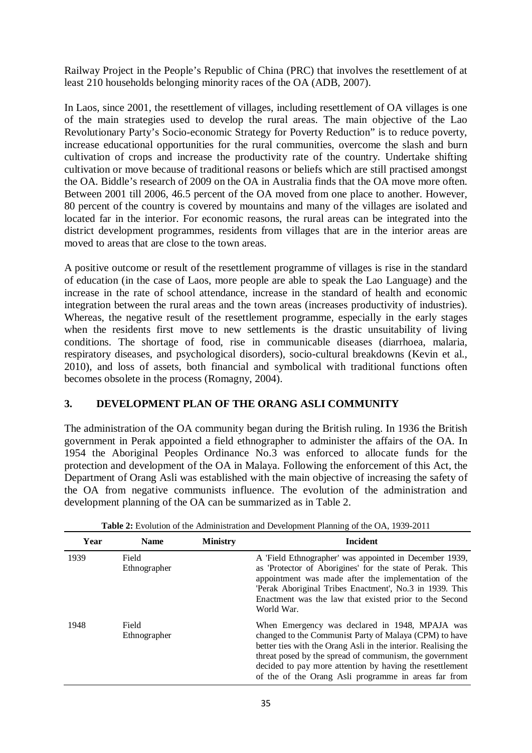Railway Project in the People's Republic of China (PRC) that involves the resettlement of at least 210 households belonging minority races of the OA (ADB, 2007).

In Laos, since 2001, the resettlement of villages, including resettlement of OA villages is one of the main strategies used to develop the rural areas. The main objective of the Lao Revolutionary Party's Socio-economic Strategy for Poverty Reduction" is to reduce poverty, increase educational opportunities for the rural communities, overcome the slash and burn cultivation of crops and increase the productivity rate of the country. Undertake shifting cultivation or move because of traditional reasons or beliefs which are still practised amongst the OA. Biddle's research of 2009 on the OA in Australia finds that the OA move more often. Between 2001 till 2006, 46.5 percent of the OA moved from one place to another. However, 80 percent of the country is covered by mountains and many of the villages are isolated and located far in the interior. For economic reasons, the rural areas can be integrated into the district development programmes, residents from villages that are in the interior areas are moved to areas that are close to the town areas.

A positive outcome or result of the resettlement programme of villages is rise in the standard of education (in the case of Laos, more people are able to speak the Lao Language) and the increase in the rate of school attendance, increase in the standard of health and economic integration between the rural areas and the town areas (increases productivity of industries). Whereas, the negative result of the resettlement programme, especially in the early stages when the residents first move to new settlements is the drastic unsuitability of living conditions. The shortage of food, rise in communicable diseases (diarrhoea, malaria, respiratory diseases, and psychological disorders), socio-cultural breakdowns (Kevin et al., 2010), and loss of assets, both financial and symbolical with traditional functions often becomes obsolete in the process (Romagny, 2004).

## 3. DEVELOPMENT PLAN OF THE ORANG ASLI COMMUNITY

The administration of the OA community began during the British ruling. In 1936 the British government in Perak appointed a field ethnographer to administer the affairs of the OA. In 1954 the Aboriginal Peoples Ordinance No.3 was enforced to allocate funds for the protection and development of the OA in Malaya. Following the enforcement of this Act, the Department of Orang Asli was established with the main objective of increasing the safety of the OA from negative communists influence. The evolution of the administration and development planning of the OA can be summarized as in Table 2.

**Table 2:** Evolution of the Administration and Development Planning of the OA, 1939-2011

| Year | Name | Ministry | Incident |
|---|---|---|---|
| 1939 | Field Ethnographer | | A 'Field Ethnographer' was appointed in December 1939, as 'Protector of Aborigines' for the state of Perak. This appointment was made after the implementation of the 'Perak Aboriginal Tribes Enactment', No.3 in 1939. This Enactment was the law that existed prior to the Second World War. |
| 1948 | Field Ethnographer | | When Emergency was declared in 1948, MPAJA was changed to the Communist Party of Malaya (CPM) to have better ties with the Orang Asli in the interior. Realising the threat posed by the spread of communism, the government decided to pay more attention by having the resettlement of the of the Orang Asli programme in areas far from |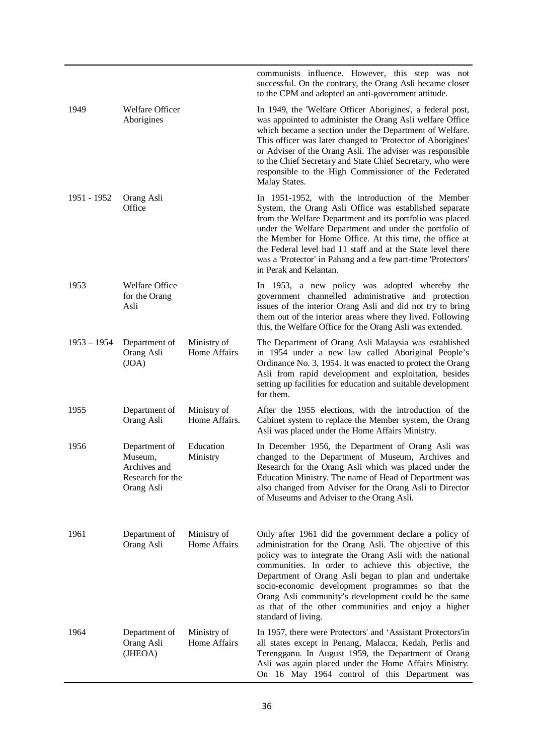| | | | |
|---|---|---|---|
| | | | communists influence. However, this step was not successful. On the contrary, the Orang Asli became closer to the CPM and adopted an anti-government attitude. |
| 1949 | Welfare Officer Aborigines | | In 1949, the 'Welfare Officer Aborigines', a federal post, was appointed to administer the Orang Asli welfare Office which became a section under the Department of Welfare. This officer was later changed to 'Protector of Aborigines' or Adviser of the Orang Asli. The adviser was responsible to the Chief Secretary and State Chief Secretary, who were responsible to the High Commissioner of the Federated Malay States. |
| 1951 - 1952 | Orang Asli Office | | In 1951-1952, with the introduction of the Member System, the Orang Asli Office was established separate from the Welfare Department and its portfolio was placed under the Welfare Department and under the portfolio of the Member for Home Office. At this time, the office at the Federal level had 11 staff and at the State level there was a 'Protector' in Pahang and a few part-time 'Protectors' in Perak and Kelantan. |
| 1953 | Welfare Office for the Orang Asli | | In 1953, a new policy was adopted whereby the government channelled administrative and protection issues of the interior Orang Asli and did not try to bring them out of the interior areas where they lived. Following this, the Welfare Office for the Orang Asli was extended. |
| 1953 – 1954 | Department of Orang Asli (JOA) | Ministry of Home Affairs | The Department of Orang Asli Malaysia was established in 1954 under a new law called Aboriginal People's Ordinance No. 3, 1954. It was enacted to protect the Orang Asli from rapid development and exploitation, besides setting up facilities for education and suitable development for them. |
| 1955 | Department of Orang Asli | Ministry of Home Affairs. | After the 1955 elections, with the introduction of the Cabinet system to replace the Member system, the Orang Asli was placed under the Home Affairs Ministry. |
| 1956 | Department of Museum, Archives and Research for the Orang Asli | Education Ministry | In December 1956, the Department of Orang Asli was changed to the Department of Museum, Archives and Research for the Orang Asli which was placed under the Education Ministry. The name of Head of Department was also changed from Adviser for the Orang Asli to Director of Museums and Adviser to the Orang Asli. |
| 1961 | Department of Orang Asli | Ministry of Home Affairs | Only after 1961 did the government declare a policy of administration for the Orang Asli. The objective of this policy was to integrate the Orang Asli with the national communities. In order to achieve this objective, the Department of Orang Asli began to plan and undertake socio-economic development programmes so that the Orang Asli community's development could be the same as that of the other communities and enjoy a higher standard of living. |
| 1964 | Department of Orang Asli (JHEOA) | Ministry of Home Affairs | In 1957, there were Protectors' and 'Assistant Protectors'in all states except in Penang, Malacca, Kedah, Perlis and Terengganu. In August 1959, the Department of Orang Asli was again placed under the Home Affairs Ministry. On 16 May 1964 control of this Department was |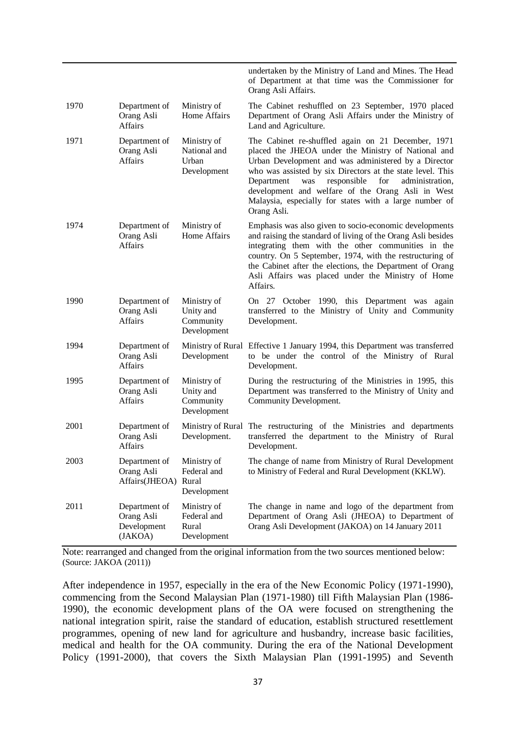| | | | |
|---|---|---|---|
| | | | undertaken by the Ministry of Land and Mines. The Head of Department at that time was the Commissioner for Orang Asli Affairs. |
| 1970 | Department of Orang Asli Affairs | Ministry of Home Affairs | The Cabinet reshuffled on 23 September, 1970 placed Department of Orang Asli Affairs under the Ministry of Land and Agriculture. |
| 1971 | Department of Orang Asli Affairs | Ministry of National and Urban Development | The Cabinet re-shuffled again on 21 December, 1971 placed the JHEOA under the Ministry of National and Urban Development and was administered by a Director who was assisted by six Directors at the state level. This Department was responsible for administration, development and welfare of the Orang Asli in West Malaysia, especially for states with a large number of Orang Asli. |
| 1974 | Department of Orang Asli Affairs | Ministry of Home Affairs | Emphasis was also given to socio-economic developments and raising the standard of living of the Orang Asli besides integrating them with the other communities in the country. On 5 September, 1974, with the restructuring of the Cabinet after the elections, the Department of Orang Asli Affairs was placed under the Ministry of Home Affairs. |
| 1990 | Department of Orang Asli Affairs | Ministry of Unity and Community Development | On 27 October 1990, this Department was again transferred to the Ministry of Unity and Community Development. |
| 1994 | Department of Orang Asli Affairs | Ministry of Rural Development | Effective 1 January 1994, this Department was transferred to be under the control of the Ministry of Rural Development. |
| 1995 | Department of Orang Asli Affairs | Ministry of Unity and Community Development | During the restructuring of the Ministries in 1995, this Department was transferred to the Ministry of Unity and Community Development. |
| 2001 | Department of Orang Asli Affairs | Ministry of Rural Development. | The restructuring of the Ministries and departments transferred the department to the Ministry of Rural Development. |
| 2003 | Department of Orang Asli Affairs(JHEOA) | Ministry of Federal and Rural Development | The change of name from Ministry of Rural Development to Ministry of Federal and Rural Development (KKLW). |
| 2011 | Department of Orang Asli Development (JAKOA) | Ministry of Federal and Rural Development | The change in name and logo of the department from Department of Orang Asli (JHEOA) to Department of Orang Asli Development (JAKOA) on 14 January 2011 |

Note: rearranged and changed from the original information from the two sources mentioned below: (Source: JAKOA (2011))

After independence in 1957, especially in the era of the New Economic Policy (1971-1990), commencing from the Second Malaysian Plan (1971-1980) till Fifth Malaysian Plan (1986-1990), the economic development plans of the OA were focused on strengthening the national integration spirit, raise the standard of education, establish structured resettlement programmes, opening of new land for agriculture and husbandry, increase basic facilities, medical and health for the OA community. During the era of the National Development Policy (1991-2000), that covers the Sixth Malaysian Plan (1991-1995) and Seventh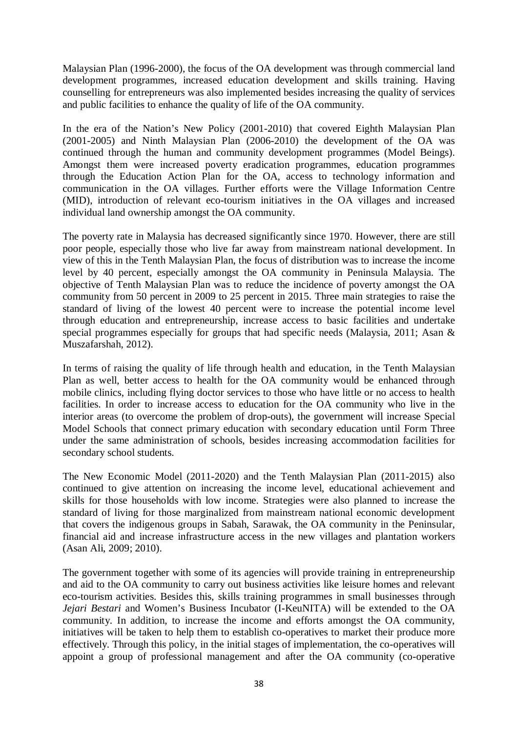Malaysian Plan (1996-2000), the focus of the OA development was through commercial land development programmes, increased education development and skills training. Having counselling for entrepreneurs was also implemented besides increasing the quality of services and public facilities to enhance the quality of life of the OA community.

In the era of the Nation's New Policy (2001-2010) that covered Eighth Malaysian Plan (2001-2005) and Ninth Malaysian Plan (2006-2010) the development of the OA was continued through the human and community development programmes (Model Beings). Amongst them were increased poverty eradication programmes, education programmes through the Education Action Plan for the OA, access to technology information and communication in the OA villages. Further efforts were the Village Information Centre (MID), introduction of relevant eco-tourism initiatives in the OA villages and increased individual land ownership amongst the OA community.

The poverty rate in Malaysia has decreased significantly since 1970. However, there are still poor people, especially those who live far away from mainstream national development. In view of this in the Tenth Malaysian Plan, the focus of distribution was to increase the income level by 40 percent, especially amongst the OA community in Peninsula Malaysia. The objective of Tenth Malaysian Plan was to reduce the incidence of poverty amongst the OA community from 50 percent in 2009 to 25 percent in 2015. Three main strategies to raise the standard of living of the lowest 40 percent were to increase the potential income level through education and entrepreneurship, increase access to basic facilities and undertake special programmes especially for groups that had specific needs (Malaysia, 2011; Asan & Muszafarshah, 2012).

In terms of raising the quality of life through health and education, in the Tenth Malaysian Plan as well, better access to health for the OA community would be enhanced through mobile clinics, including flying doctor services to those who have little or no access to health facilities. In order to increase access to education for the OA community who live in the interior areas (to overcome the problem of drop-outs), the government will increase Special Model Schools that connect primary education with secondary education until Form Three under the same administration of schools, besides increasing accommodation facilities for secondary school students.

The New Economic Model (2011-2020) and the Tenth Malaysian Plan (2011-2015) also continued to give attention on increasing the income level, educational achievement and skills for those households with low income. Strategies were also planned to increase the standard of living for those marginalized from mainstream national economic development that covers the indigenous groups in Sabah, Sarawak, the OA community in the Peninsular, financial aid and increase infrastructure access in the new villages and plantation workers (Asan Ali, 2009; 2010).

The government together with some of its agencies will provide training in entrepreneurship and aid to the OA community to carry out business activities like leisure homes and relevant eco-tourism activities. Besides this, skills training programmes in small businesses through *Jejari Bestari* and Women's Business Incubator (I-KeuNITA) will be extended to the OA community. In addition, to increase the income and efforts amongst the OA community, initiatives will be taken to help them to establish co-operatives to market their produce more effectively. Through this policy, in the initial stages of implementation, the co-operatives will appoint a group of professional management and after the OA community (co-operative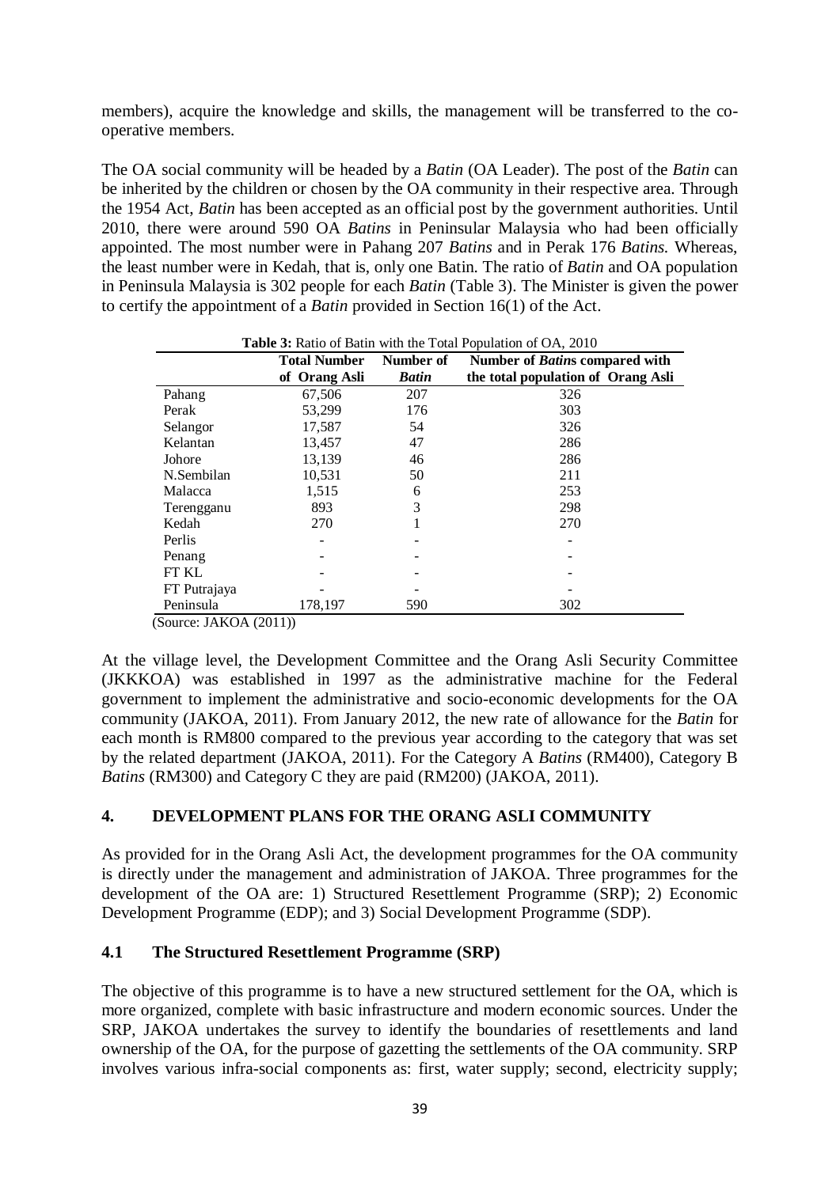members), acquire the knowledge and skills, the management will be transferred to the co-operative members.

The OA social community will be headed by a *Batin* (OA Leader). The post of the *Batin* can be inherited by the children or chosen by the OA community in their respective area. Through the 1954 Act, *Batin* has been accepted as an official post by the government authorities. Until 2010, there were around 590 OA *Batins* in Peninsular Malaysia who had been officially appointed. The most number were in Pahang 207 *Batins* and in Perak 176 *Batins.* Whereas, the least number were in Kedah, that is, only one Batin. The ratio of *Batin* and OA population in Peninsula Malaysia is 302 people for each *Batin* (Table 3). The Minister is given the power to certify the appointment of a *Batin* provided in Section 16(1) of the Act.

**Table 3:** Ratio of Batin with the Total Population of OA, 2010

| | Total Number of Orang Asli | Number of *Batin* | Number of *Batins* compared with the total population of Orang Asli |
|---|---|---|---|
| Pahang | 67,506 | 207 | 326 |
| Perak | 53,299 | 176 | 303 |
| Selangor | 17,587 | 54 | 326 |
| Kelantan | 13,457 | 47 | 286 |
| Johore | 13,139 | 46 | 286 |
| N.Sembilan | 10,531 | 50 | 211 |
| Malacca | 1,515 | 6 | 253 |
| Terengganu | 893 | 3 | 298 |
| Kedah | 270 | 1 | 270 |
| Perlis | - | - | - |
| Penang | - | - | - |
| FT KL | - | - | - |
| FT Putrajaya | - | - | - |
| Peninsula | 178,197 | 590 | 302 |

(Source: JAKOA (2011))

At the village level, the Development Committee and the Orang Asli Security Committee (JKKKOA) was established in 1997 as the administrative machine for the Federal government to implement the administrative and socio-economic developments for the OA community (JAKOA, 2011). From January 2012, the new rate of allowance for the *Batin* for each month is RM800 compared to the previous year according to the category that was set by the related department (JAKOA, 2011). For the Category A *Batins* (RM400), Category B *Batins* (RM300) and Category C they are paid (RM200) (JAKOA, 2011).

## 4. DEVELOPMENT PLANS FOR THE ORANG ASLI COMMUNITY

As provided for in the Orang Asli Act, the development programmes for the OA community is directly under the management and administration of JAKOA. Three programmes for the development of the OA are: 1) Structured Resettlement Programme (SRP); 2) Economic Development Programme (EDP); and 3) Social Development Programme (SDP).

### 4.1 The Structured Resettlement Programme (SRP)

The objective of this programme is to have a new structured settlement for the OA, which is more organized, complete with basic infrastructure and modern economic sources. Under the SRP, JAKOA undertakes the survey to identify the boundaries of resettlements and land ownership of the OA, for the purpose of gazetting the settlements of the OA community. SRP involves various infra-social components as: first, water supply; second, electricity supply;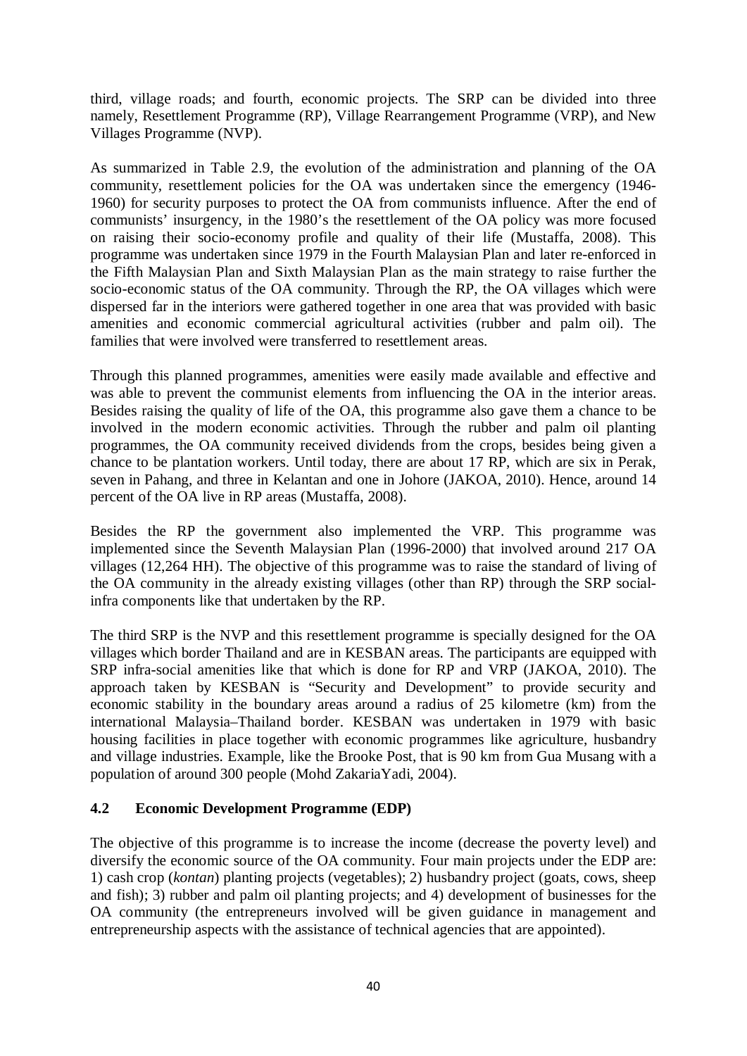third, village roads; and fourth, economic projects. The SRP can be divided into three namely, Resettlement Programme (RP), Village Rearrangement Programme (VRP), and New Villages Programme (NVP).

As summarized in Table 2.9, the evolution of the administration and planning of the OA community, resettlement policies for the OA was undertaken since the emergency (1946-1960) for security purposes to protect the OA from communists influence. After the end of communists' insurgency, in the 1980's the resettlement of the OA policy was more focused on raising their socio-economy profile and quality of their life (Mustaffa, 2008). This programme was undertaken since 1979 in the Fourth Malaysian Plan and later re-enforced in the Fifth Malaysian Plan and Sixth Malaysian Plan as the main strategy to raise further the socio-economic status of the OA community. Through the RP, the OA villages which were dispersed far in the interiors were gathered together in one area that was provided with basic amenities and economic commercial agricultural activities (rubber and palm oil). The families that were involved were transferred to resettlement areas.

Through this planned programmes, amenities were easily made available and effective and was able to prevent the communist elements from influencing the OA in the interior areas. Besides raising the quality of life of the OA, this programme also gave them a chance to be involved in the modern economic activities. Through the rubber and palm oil planting programmes, the OA community received dividends from the crops, besides being given a chance to be plantation workers. Until today, there are about 17 RP, which are six in Perak, seven in Pahang, and three in Kelantan and one in Johore (JAKOA, 2010). Hence, around 14 percent of the OA live in RP areas (Mustaffa, 2008).

Besides the RP the government also implemented the VRP. This programme was implemented since the Seventh Malaysian Plan (1996-2000) that involved around 217 OA villages (12,264 HH). The objective of this programme was to raise the standard of living of the OA community in the already existing villages (other than RP) through the SRP social-infra components like that undertaken by the RP.

The third SRP is the NVP and this resettlement programme is specially designed for the OA villages which border Thailand and are in KESBAN areas. The participants are equipped with SRP infra-social amenities like that which is done for RP and VRP (JAKOA, 2010). The approach taken by KESBAN is "Security and Development" to provide security and economic stability in the boundary areas around a radius of 25 kilometre (km) from the international Malaysia–Thailand border. KESBAN was undertaken in 1979 with basic housing facilities in place together with economic programmes like agriculture, husbandry and village industries. Example, like the Brooke Post, that is 90 km from Gua Musang with a population of around 300 people (Mohd ZakariaYadi, 2004).

## 4.2 Economic Development Programme (EDP)

The objective of this programme is to increase the income (decrease the poverty level) and diversify the economic source of the OA community. Four main projects under the EDP are: 1) cash crop (*kontan*) planting projects (vegetables); 2) husbandry project (goats, cows, sheep and fish); 3) rubber and palm oil planting projects; and 4) development of businesses for the OA community (the entrepreneurs involved will be given guidance in management and entrepreneurship aspects with the assistance of technical agencies that are appointed).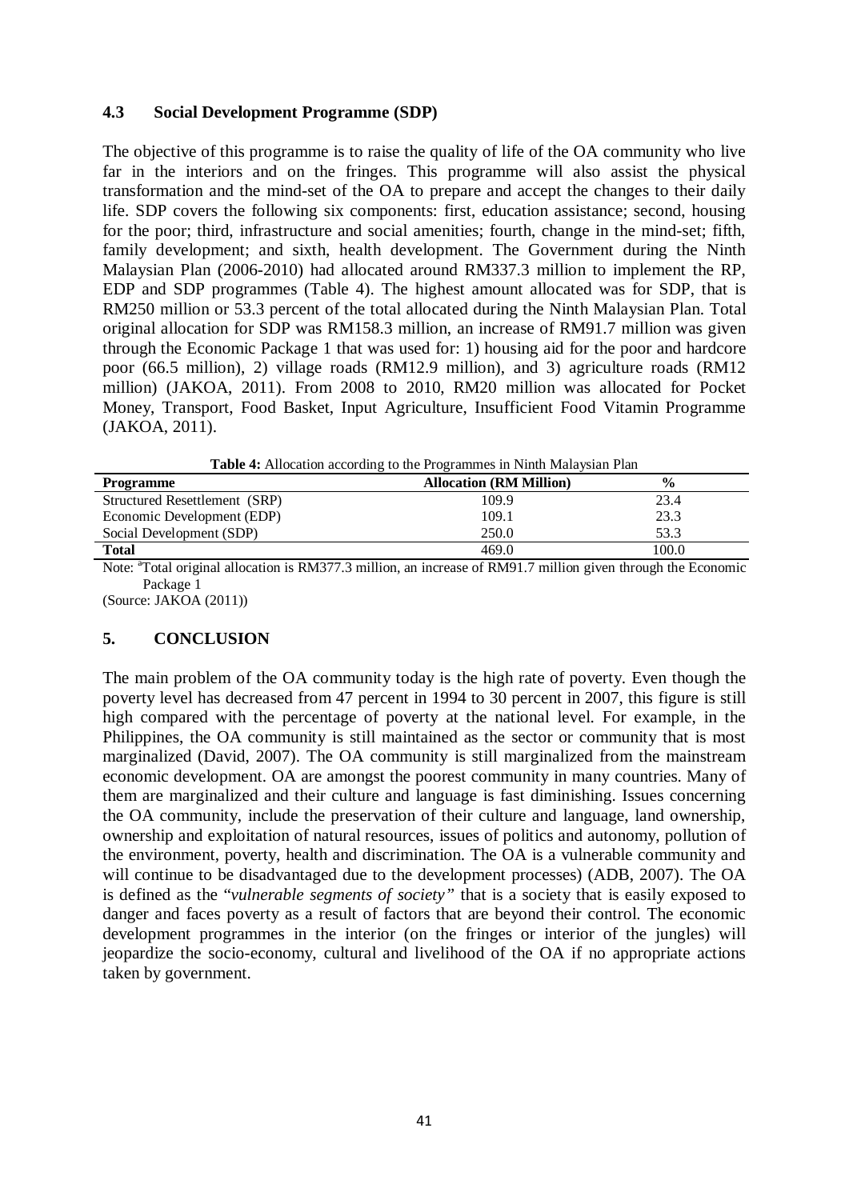### 4.3 Social Development Programme (SDP)

The objective of this programme is to raise the quality of life of the OA community who live far in the interiors and on the fringes. This programme will also assist the physical transformation and the mind-set of the OA to prepare and accept the changes to their daily life. SDP covers the following six components: first, education assistance; second, housing for the poor; third, infrastructure and social amenities; fourth, change in the mind-set; fifth, family development; and sixth, health development. The Government during the Ninth Malaysian Plan (2006-2010) had allocated around RM337.3 million to implement the RP, EDP and SDP programmes (Table 4). The highest amount allocated was for SDP, that is RM250 million or 53.3 percent of the total allocated during the Ninth Malaysian Plan. Total original allocation for SDP was RM158.3 million, an increase of RM91.7 million was given through the Economic Package 1 that was used for: 1) housing aid for the poor and hardcore poor (66.5 million), 2) village roads (RM12.9 million), and 3) agriculture roads (RM12 million) (JAKOA, 2011). From 2008 to 2010, RM20 million was allocated for Pocket Money, Transport, Food Basket, Input Agriculture, Insufficient Food Vitamin Programme (JAKOA, 2011).

**Table 4:** Allocation according to the Programmes in Ninth Malaysian Plan

| Programme | Allocation (RM Million) | % |
|---|---|---|
| Structured Resettlement (SRP) | 109.9 | 23.4 |
| Economic Development (EDP) | 109.1 | 23.3 |
| Social Development (SDP) | 250.0 | 53.3 |
| **Total** | 469.0 | 100.0 |

Note: [a]Total original allocation is RM377.3 million, an increase of RM91.7 million given through the Economic Package 1

(Source: JAKOA (2011))

## 5. CONCLUSION

The main problem of the OA community today is the high rate of poverty. Even though the poverty level has decreased from 47 percent in 1994 to 30 percent in 2007, this figure is still high compared with the percentage of poverty at the national level. For example, in the Philippines, the OA community is still maintained as the sector or community that is most marginalized (David, 2007). The OA community is still marginalized from the mainstream economic development. OA are amongst the poorest community in many countries. Many of them are marginalized and their culture and language is fast diminishing. Issues concerning the OA community, include the preservation of their culture and language, land ownership, ownership and exploitation of natural resources, issues of politics and autonomy, pollution of the environment, poverty, health and discrimination. The OA is a vulnerable community and will continue to be disadvantaged due to the development processes) (ADB, 2007). The OA is defined as the "*vulnerable segments of society"* that is a society that is easily exposed to danger and faces poverty as a result of factors that are beyond their control. The economic development programmes in the interior (on the fringes or interior of the jungles) will jeopardize the socio-economy, cultural and livelihood of the OA if no appropriate actions taken by government.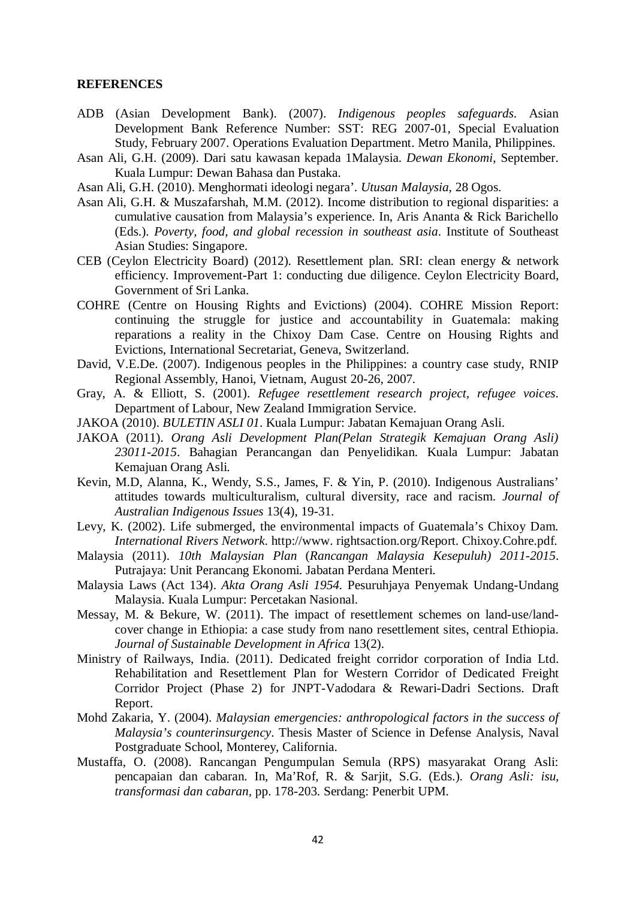## REFERENCES

ADB (Asian Development Bank). (2007). *Indigenous peoples safeguards*. Asian Development Bank Reference Number: SST: REG 2007-01, Special Evaluation Study, February 2007. Operations Evaluation Department. Metro Manila, Philippines.

Asan Ali, G.H. (2009). Dari satu kawasan kepada 1Malaysia. *Dewan Ekonomi*, September. Kuala Lumpur: Dewan Bahasa dan Pustaka.

Asan Ali, G.H. (2010). Menghormati ideologi negara'. *Utusan Malaysia*, 28 Ogos.

Asan Ali, G.H. & Muszafarshah, M.M. (2012). Income distribution to regional disparities: a cumulative causation from Malaysia's experience. In, Aris Ananta & Rick Barichello (Eds.). *Poverty, food, and global recession in southeast asia*. Institute of Southeast Asian Studies: Singapore.

CEB (Ceylon Electricity Board) (2012). Resettlement plan. SRI: clean energy & network efficiency. Improvement-Part 1: conducting due diligence. Ceylon Electricity Board, Government of Sri Lanka.

COHRE (Centre on Housing Rights and Evictions) (2004). COHRE Mission Report: continuing the struggle for justice and accountability in Guatemala: making reparations a reality in the Chixoy Dam Case. Centre on Housing Rights and Evictions, International Secretariat, Geneva, Switzerland.

David, V.E.De. (2007). Indigenous peoples in the Philippines: a country case study, RNIP Regional Assembly, Hanoi, Vietnam, August 20-26, 2007.

Gray, A. & Elliott, S. (2001). *Refugee resettlement research project, refugee voices*. Department of Labour, New Zealand Immigration Service.

JAKOA (2010). *BULETIN ASLI 01*. Kuala Lumpur: Jabatan Kemajuan Orang Asli.

JAKOA (2011). *Orang Asli Development Plan(Pelan Strategik Kemajuan Orang Asli) 23011-2015*. Bahagian Perancangan dan Penyelidikan. Kuala Lumpur: Jabatan Kemajuan Orang Asli.

Kevin, M.D, Alanna, K., Wendy, S.S., James, F. & Yin, P. (2010). Indigenous Australians' attitudes towards multiculturalism, cultural diversity, race and racism. *Journal of Australian Indigenous Issues* 13(4), 19-31.

Levy, K. (2002). Life submerged, the environmental impacts of Guatemala's Chixoy Dam. *International Rivers Network*. http://www. rightsaction.org/Report. Chixoy.Cohre.pdf.

Malaysia (2011). *10th Malaysian Plan* (*Rancangan Malaysia Kesepuluh) 2011-2015*. Putrajaya: Unit Perancang Ekonomi. Jabatan Perdana Menteri.

Malaysia Laws (Act 134). *Akta Orang Asli 1954*. Pesuruhjaya Penyemak Undang-Undang Malaysia. Kuala Lumpur: Percetakan Nasional.

Messay, M. & Bekure, W. (2011). The impact of resettlement schemes on land-use/land-cover change in Ethiopia: a case study from nano resettlement sites, central Ethiopia. *Journal of Sustainable Development in Africa* 13(2).

Ministry of Railways, India. (2011). Dedicated freight corridor corporation of India Ltd. Rehabilitation and Resettlement Plan for Western Corridor of Dedicated Freight Corridor Project (Phase 2) for JNPT-Vadodara & Rewari-Dadri Sections. Draft Report.

Mohd Zakaria, Y. (2004). *Malaysian emergencies: anthropological factors in the success of Malaysia's counterinsurgency*. Thesis Master of Science in Defense Analysis, Naval Postgraduate School, Monterey, California.

Mustaffa, O. (2008). Rancangan Pengumpulan Semula (RPS) masyarakat Orang Asli: pencapaian dan cabaran. In, Ma'Rof, R. & Sarjit, S.G. (Eds.). *Orang Asli: isu, transformasi dan cabaran*, pp. 178-203. Serdang: Penerbit UPM.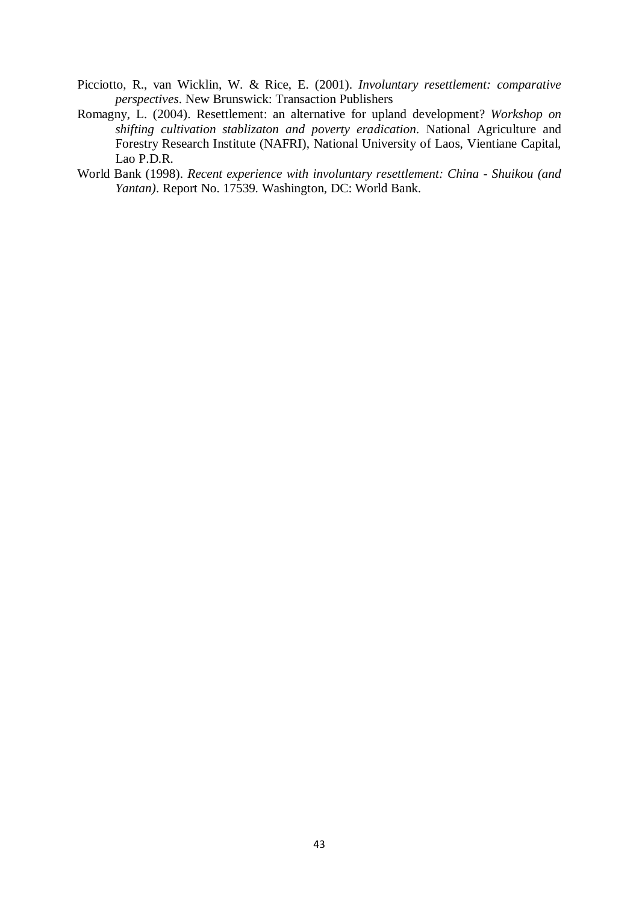Picciotto, R., van Wicklin, W. & Rice, E. (2001). *Involuntary resettlement: comparative perspectives*. New Brunswick: Transaction Publishers

Romagny, L. (2004). Resettlement: an alternative for upland development? *Workshop on shifting cultivation stablizaton and poverty eradication*. National Agriculture and Forestry Research Institute (NAFRI), National University of Laos, Vientiane Capital, Lao P.D.R.

World Bank (1998). *Recent experience with involuntary resettlement: China - Shuikou (and Yantan)*. Report No. 17539. Washington, DC: World Bank.